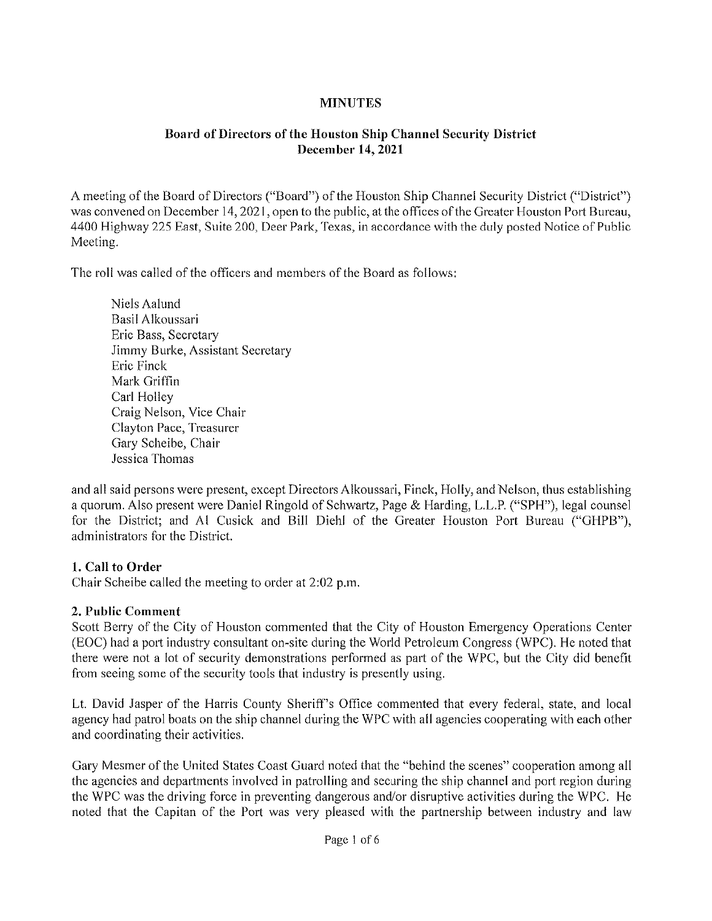# MINUTES

## Board of Directors of the Houston Ship Channel Security District
## December 14, 2021

A meeting of the Board of Directors ("Board") of the Houston Ship Channel Security District ("District") was convened on December 14, 2021, open to the public, at the offices of the Greater Houston Port Bureau, 4400 Highway 225 East, Suite 200, Deer Park, Texas, in accordance with the duly posted Notice of Public Meeting.

The roll was called of the officers and members of the Board as follows:

Niels Aalund
Basil Alkoussari
Eric Bass, Secretary
Jimmy Burke, Assistant Secretary
Eric Finck
Mark Griffin
Carl Holley
Craig Nelson, Vice Chair
Clayton Pace, Treasurer
Gary Scheibe, Chair
Jessica Thomas

and all said persons were present, except Directors Alkoussari, Finck, Holly, and Nelson, thus establishing a quorum. Also present were Daniel Ringold of Schwartz, Page & Harding, L.L.P. ("SPH"), legal counsel for the District; and Al Cusick and Bill Diehl of the Greater Houston Port Bureau ("GHPB"), administrators for the District.

### 1. Call to Order

Chair Scheibe called the meeting to order at 2:02 p.m.

### 2. Public Comment

Scott Berry of the City of Houston commented that the City of Houston Emergency Operations Center (EOC) had a port industry consultant on-site during the World Petroleum Congress (WPC). He noted that there were not a lot of security demonstrations performed as part of the WPC, but the City did benefit from seeing some of the security tools that industry is presently using.

Lt. David Jasper of the Harris County Sheriff's Office commented that every federal, state, and local agency had patrol boats on the ship channel during the WPC with all agencies cooperating with each other and coordinating their activities.

Gary Mesmer of the United States Coast Guard noted that the "behind the scenes" cooperation among all the agencies and departments involved in patrolling and securing the ship channel and port region during the WPC was the driving force in preventing dangerous and/or disruptive activities during the WPC. He noted that the Capitan of the Port was very pleased with the partnership between industry and law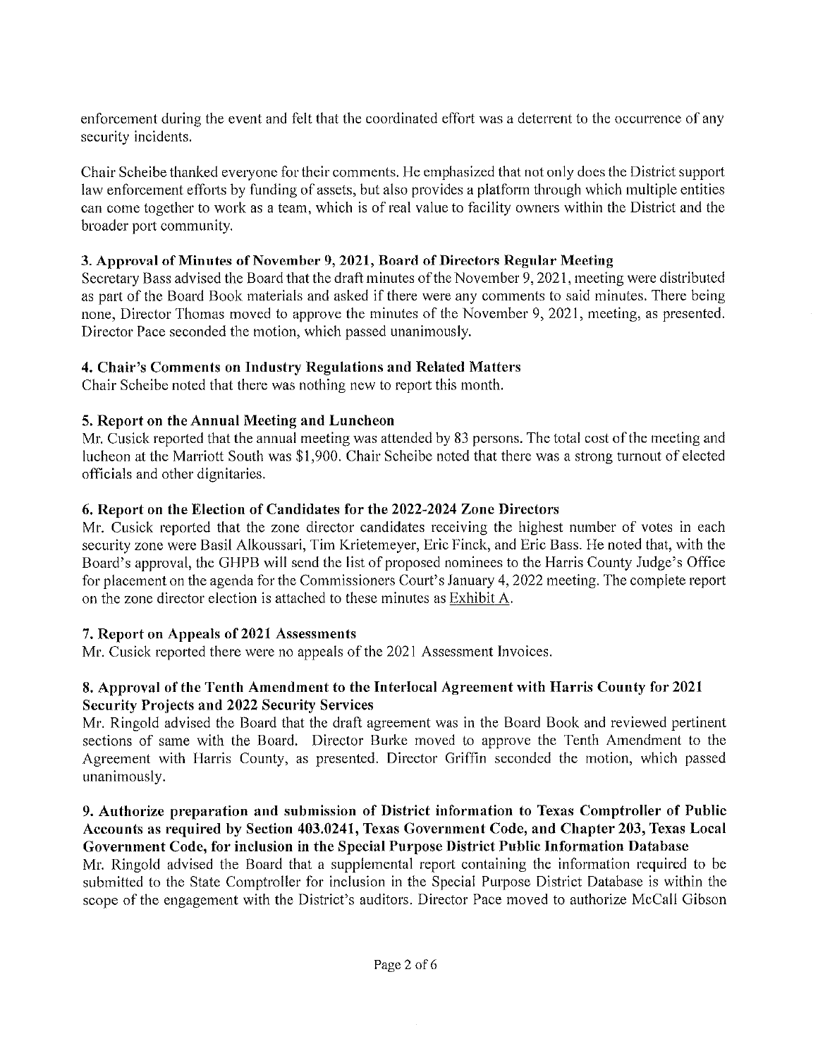enforcement during the event and felt that the coordinated effort was a deterrent to the occurrence of any security incidents.

Chair Scheibe thanked everyone for their comments. He emphasized that not only does the District support law enforcement efforts by funding of assets, but also provides a platform through which multiple entities can come together to work as a team, which is of real value to facility owners within the District and the broader port community.

**3. Approval of Minutes of November 9, 2021, Board of Directors Regular Meeting**

Secretary Bass advised the Board that the draft minutes of the November 9, 2021, meeting were distributed as part of the Board Book materials and asked if there were any comments to said minutes. There being none, Director Thomas moved to approve the minutes of the November 9, 2021, meeting, as presented. Director Pace seconded the motion, which passed unanimously.

**4. Chair's Comments on Industry Regulations and Related Matters**

Chair Scheibe noted that there was nothing new to report this month.

**5. Report on the Annual Meeting and Luncheon**

Mr. Cusick reported that the annual meeting was attended by 83 persons. The total cost of the meeting and lucheon at the Marriott South was $1,900. Chair Scheibe noted that there was a strong turnout of elected officials and other dignitaries.

**6. Report on the Election of Candidates for the 2022-2024 Zone Directors**

Mr. Cusick reported that the zone director candidates receiving the highest number of votes in each security zone were Basil Alkoussari, Tim Krietemeyer, Eric Finck, and Eric Bass. He noted that, with the Board's approval, the GHPB will send the list of proposed nominees to the Harris County Judge's Office for placement on the agenda for the Commissioners Court's January 4, 2022 meeting. The complete report on the zone director election is attached to these minutes as Exhibit A.

**7. Report on Appeals of 2021 Assessments**

Mr. Cusick reported there were no appeals of the 2021 Assessment Invoices.

**8. Approval of the Tenth Amendment to the Interlocal Agreement with Harris County for 2021 Security Projects and 2022 Security Services**

Mr. Ringold advised the Board that the draft agreement was in the Board Book and reviewed pertinent sections of same with the Board. Director Burke moved to approve the Tenth Amendment to the Agreement with Harris County, as presented. Director Griffin seconded the motion, which passed unanimously.

**9. Authorize preparation and submission of District information to Texas Comptroller of Public Accounts as required by Section 403.0241, Texas Government Code, and Chapter 203, Texas Local Government Code, for inclusion in the Special Purpose District Public Information Database**

Mr. Ringold advised the Board that a supplemental report containing the information required to be submitted to the State Comptroller for inclusion in the Special Purpose District Database is within the scope of the engagement with the District's auditors. Director Pace moved to authorize McCall Gibson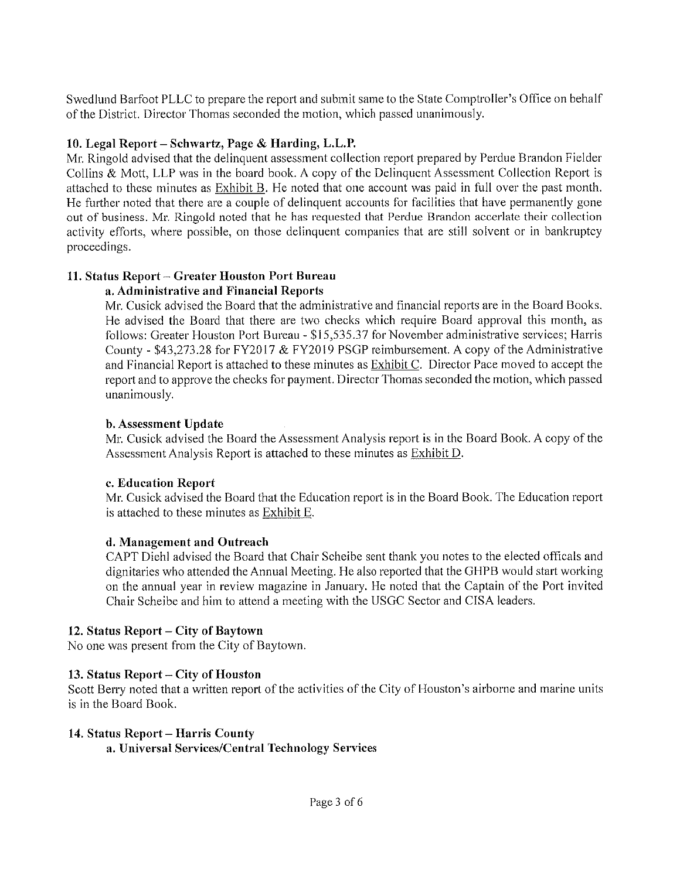Swedlund Barfoot PLLC to prepare the report and submit same to the State Comptroller's Office on behalf of the District. Director Thomas seconded the motion, which passed unanimously.

### 10. Legal Report – Schwartz, Page & Harding, L.L.P.

Mr. Ringold advised that the delinquent assessment collection report prepared by Perdue Brandon Fielder Collins & Mott, LLP was in the board book. A copy of the Delinquent Assessment Collection Report is attached to these minutes as Exhibit B. He noted that one account was paid in full over the past month. He further noted that there are a couple of delinquent accounts for facilities that have permanently gone out of business. Mr. Ringold noted that he has requested that Perdue Brandon accerlate their collection activity efforts, where possible, on those delinquent companies that are still solvent or in bankruptcy proceedings.

### 11. Status Report – Greater Houston Port Bureau

#### a. Administrative and Financial Reports

Mr. Cusick advised the Board that the administrative and financial reports are in the Board Books. He advised the Board that there are two checks which require Board approval this month, as follows: Greater Houston Port Bureau - $15,535.37 for November administrative services; Harris County - $43,273.28 for FY2017 & FY2019 PSGP reimbursement. A copy of the Administrative and Financial Report is attached to these minutes as Exhibit C. Director Pace moved to accept the report and to approve the checks for payment. Director Thomas seconded the motion, which passed unanimously.

#### b. Assessment Update

Mr. Cusick advised the Board the Assessment Analysis report is in the Board Book. A copy of the Assessment Analysis Report is attached to these minutes as Exhibit D.

#### c. Education Report

Mr. Cusick advised the Board that the Education report is in the Board Book. The Education report is attached to these minutes as Exhibit E.

#### d. Management and Outreach

CAPT Diehl advised the Board that Chair Scheibe sent thank you notes to the elected officals and dignitaries who attended the Annual Meeting. He also reported that the GHPB would start working on the annual year in review magazine in January. He noted that the Captain of the Port invited Chair Scheibe and him to attend a meeting with the USGC Sector and CISA leaders.

### 12. Status Report – City of Baytown

No one was present from the City of Baytown.

### 13. Status Report – City of Houston

Scott Berry noted that a written report of the activities of the City of Houston's airborne and marine units is in the Board Book.

### 14. Status Report – Harris County

#### a. Universal Services/Central Technology Services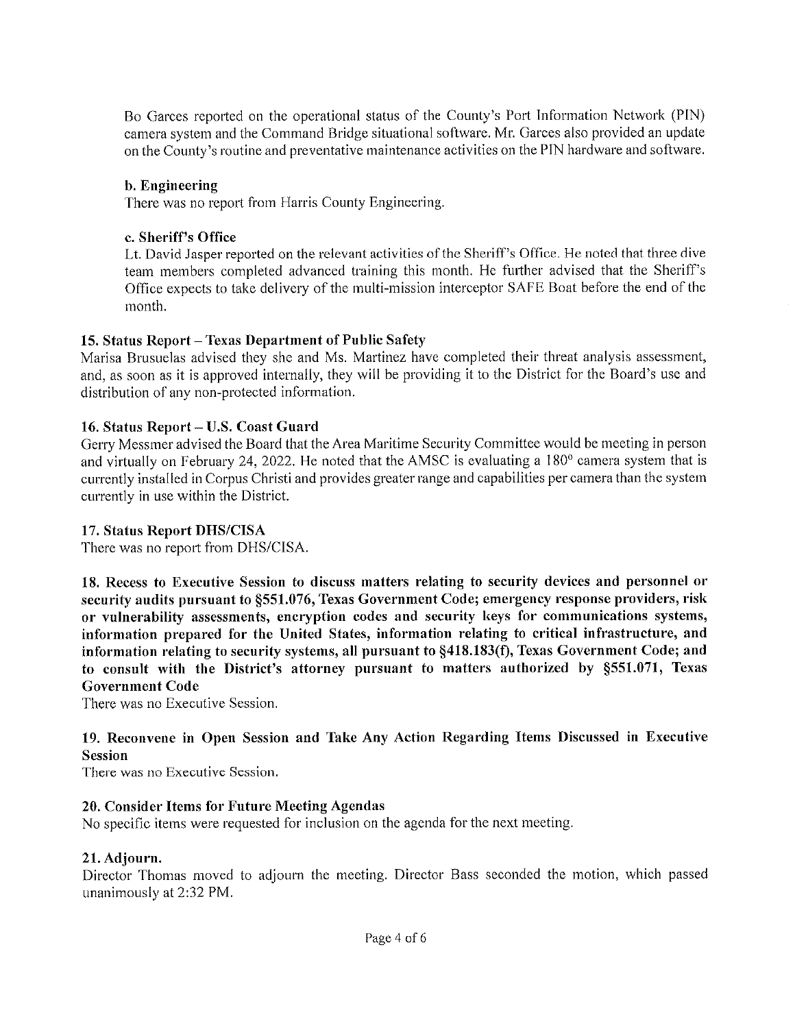Bo Garces reported on the operational status of the County's Port Information Network (PIN) camera system and the Command Bridge situational software. Mr. Garces also provided an update on the County's routine and preventative maintenance activities on the PIN hardware and software.

**b. Engineering**

There was no report from Harris County Engineering.

**c. Sheriff's Office**

Lt. David Jasper reported on the relevant activities of the Sheriff's Office. He noted that three dive team members completed advanced training this month. He further advised that the Sheriff's Office expects to take delivery of the multi-mission interceptor SAFE Boat before the end of the month.

**15. Status Report – Texas Department of Public Safety**

Marisa Brusuelas advised they she and Ms. Martinez have completed their threat analysis assessment, and, as soon as it is approved internally, they will be providing it to the District for the Board's use and distribution of any non-protected information.

**16. Status Report – U.S. Coast Guard**

Gerry Messmer advised the Board that the Area Maritime Security Committee would be meeting in person and virtually on February 24, 2022. He noted that the AMSC is evaluating a 180° camera system that is currently installed in Corpus Christi and provides greater range and capabilities per camera than the system currently in use within the District.

**17. Status Report DHS/CISA**

There was no report from DHS/CISA.

**18. Recess to Executive Session to discuss matters relating to security devices and personnel or security audits pursuant to §551.076, Texas Government Code; emergency response providers, risk or vulnerability assessments, encryption codes and security keys for communications systems, information prepared for the United States, information relating to critical infrastructure, and information relating to security systems, all pursuant to §418.183(f), Texas Government Code; and to consult with the District's attorney pursuant to matters authorized by §551.071, Texas Government Code**

There was no Executive Session.

**19. Reconvene in Open Session and Take Any Action Regarding Items Discussed in Executive Session**

There was no Executive Session.

**20. Consider Items for Future Meeting Agendas**

No specific items were requested for inclusion on the agenda for the next meeting.

**21. Adjourn.**

Director Thomas moved to adjourn the meeting. Director Bass seconded the motion, which passed unanimously at 2:32 PM.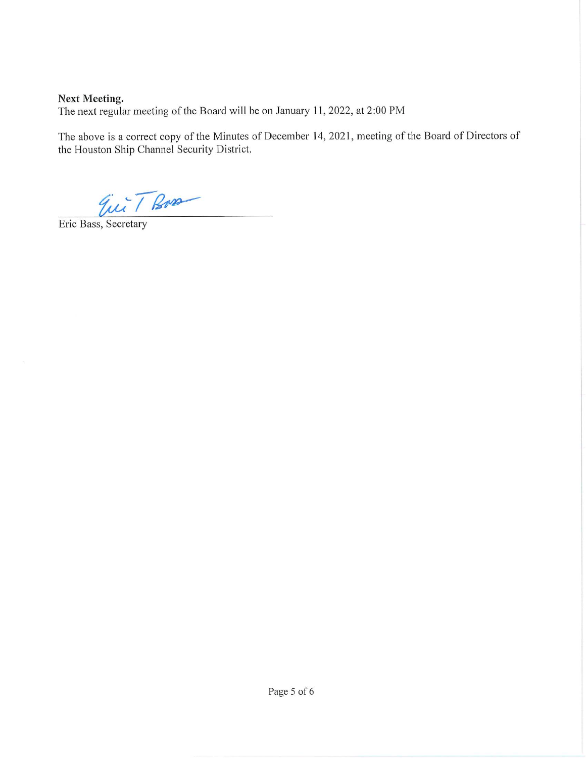**Next Meeting.**
The next regular meeting of the Board will be on January 11, 2022, at 2:00 PM

The above is a correct copy of the Minutes of December 14, 2021, meeting of the Board of Directors of the Houston Ship Channel Security District.

Eric Bass, Secretary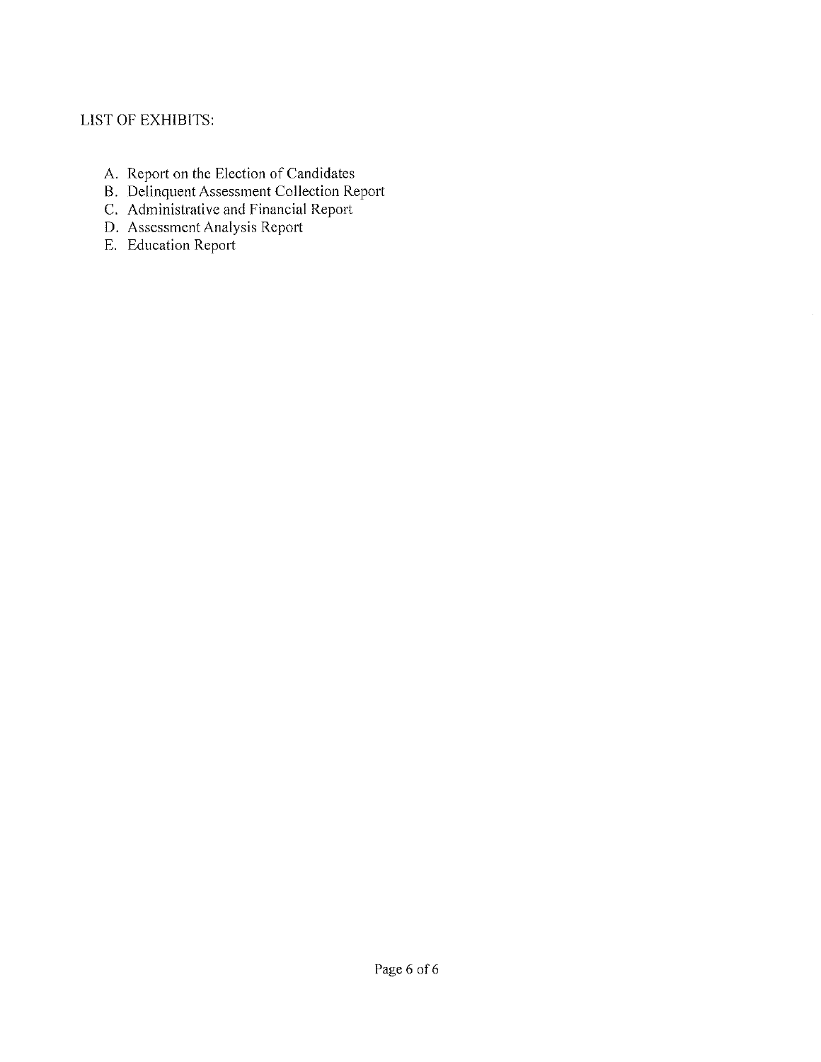LIST OF EXHIBITS:

A. Report on the Election of Candidates
B. Delinquent Assessment Collection Report
C. Administrative and Financial Report
D. Assessment Analysis Report
E. Education Report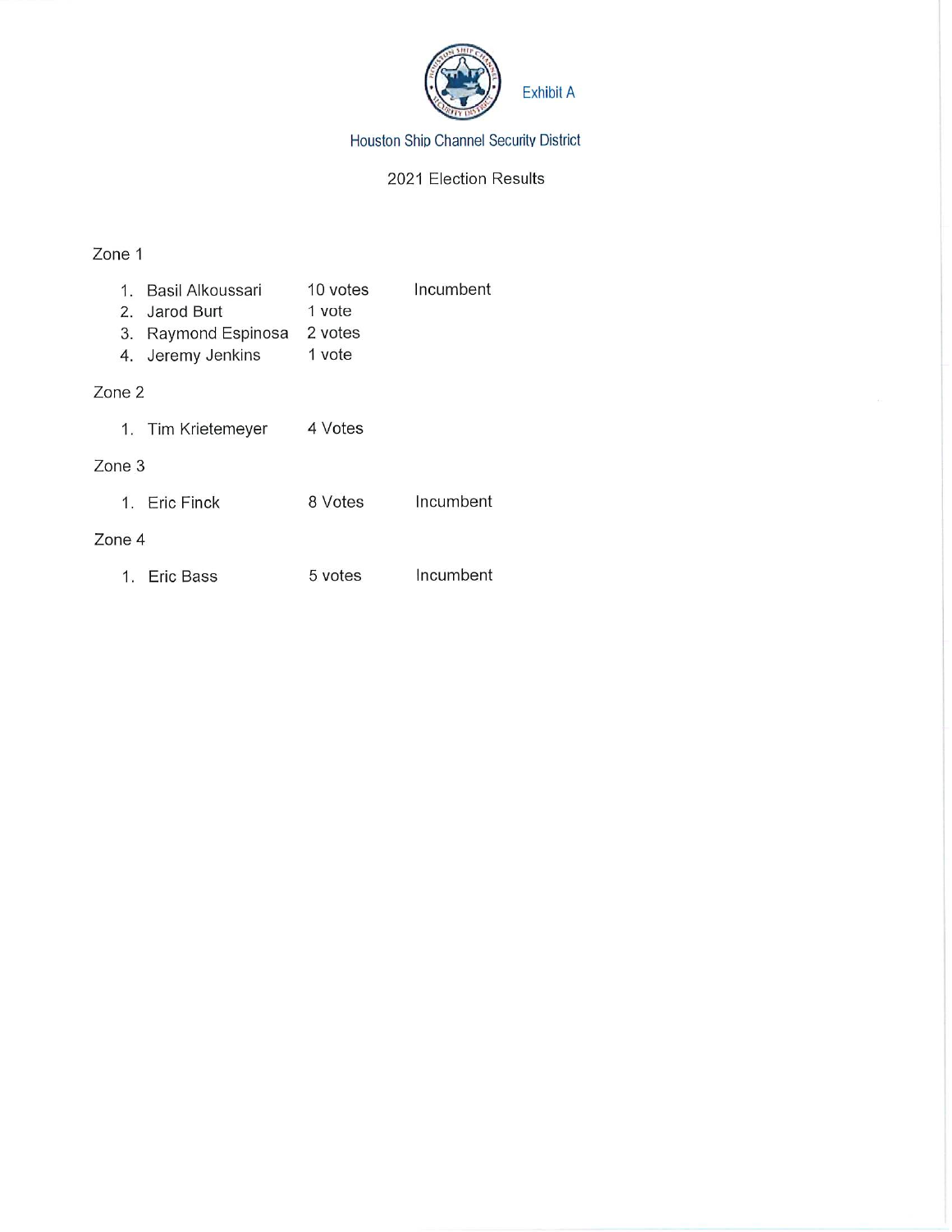Exhibit A

Houston Ship Channel Security District

2021 Election Results

Zone 1

1. Basil Alkoussari 10 votes Incumbent
2. Jarod Burt 1 vote
3. Raymond Espinosa 2 votes
4. Jeremy Jenkins 1 vote

Zone 2

1. Tim Krietemeyer 4 Votes

Zone 3

1. Eric Finck 8 Votes Incumbent

Zone 4

1. Eric Bass 5 votes Incumbent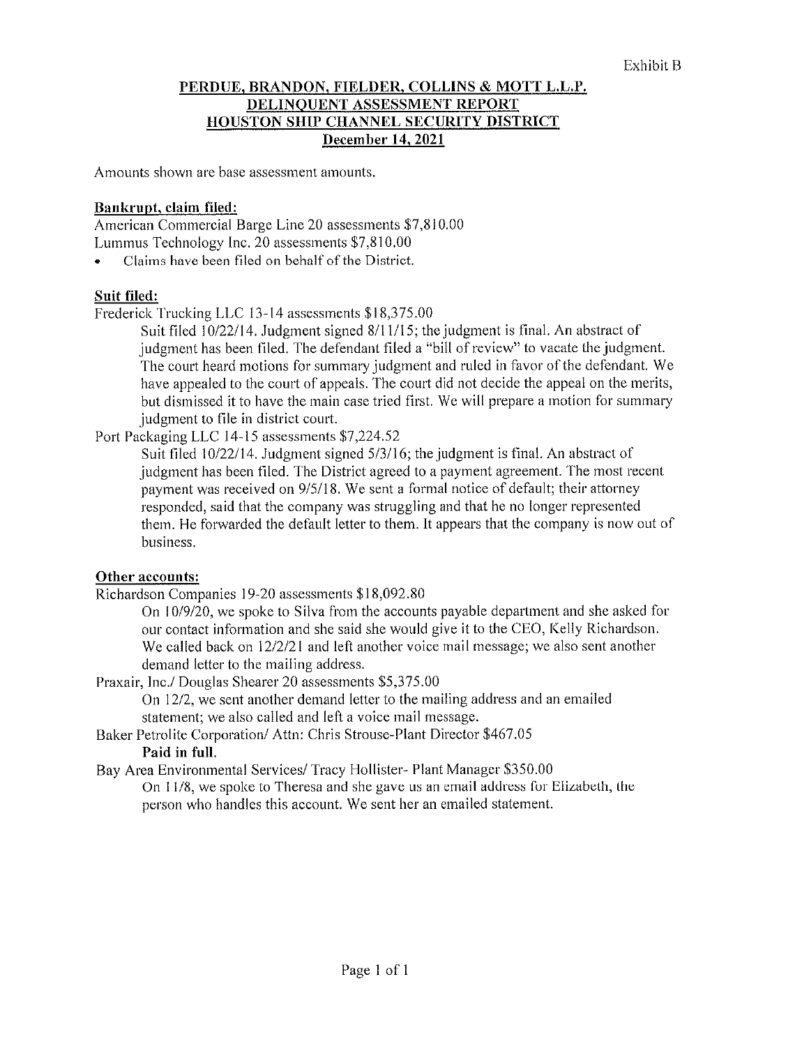Exhibit B

# PERDUE, BRANDON, FIELDER, COLLINS & MOTT L.L.P.
# DELINQUENT ASSESSMENT REPORT
# HOUSTON SHIP CHANNEL SECURITY DISTRICT
# December 14, 2021

Amounts shown are base assessment amounts.

**Bankrupt, claim filed:**

American Commercial Barge Line 20 assessments $7,810.00
Lummus Technology Inc. 20 assessments $7,810.00

- Claims have been filed on behalf of the District.

**Suit filed:**

Frederick Trucking LLC 13-14 assessments $18,375.00

> Suit filed 10/22/14. Judgment signed 8/11/15; the judgment is final. An abstract of judgment has been filed. The defendant filed a "bill of review" to vacate the judgment. The court heard motions for summary judgment and ruled in favor of the defendant. We have appealed to the court of appeals. The court did not decide the appeal on the merits, but dismissed it to have the main case tried first. We will prepare a motion for summary judgment to file in district court.

Port Packaging LLC 14-15 assessments $7,224.52

> Suit filed 10/22/14. Judgment signed 5/3/16; the judgment is final. An abstract of judgment has been filed. The District agreed to a payment agreement. The most recent payment was received on 9/5/18. We sent a formal notice of default; their attorney responded, said that the company was struggling and that he no longer represented them. He forwarded the default letter to them. It appears that the company is now out of business.

**Other accounts:**

Richardson Companies 19-20 assessments $18,092.80

> On 10/9/20, we spoke to Silva from the accounts payable department and she asked for our contact information and she said she would give it to the CEO, Kelly Richardson. We called back on 12/2/21 and left another voice mail message; we also sent another demand letter to the mailing address.

Praxair, Inc./ Douglas Shearer 20 assessments $5,375.00

> On 12/2, we sent another demand letter to the mailing address and an emailed statement; we also called and left a voice mail message.

Baker Petrolite Corporation/ Attn: Chris Strouse-Plant Director $467.05

> **Paid in full.**

Bay Area Environmental Services/ Tracy Hollister- Plant Manager $350.00

> On 11/8, we spoke to Theresa and she gave us an email address for Elizabeth, the person who handles this account. We sent her an emailed statement.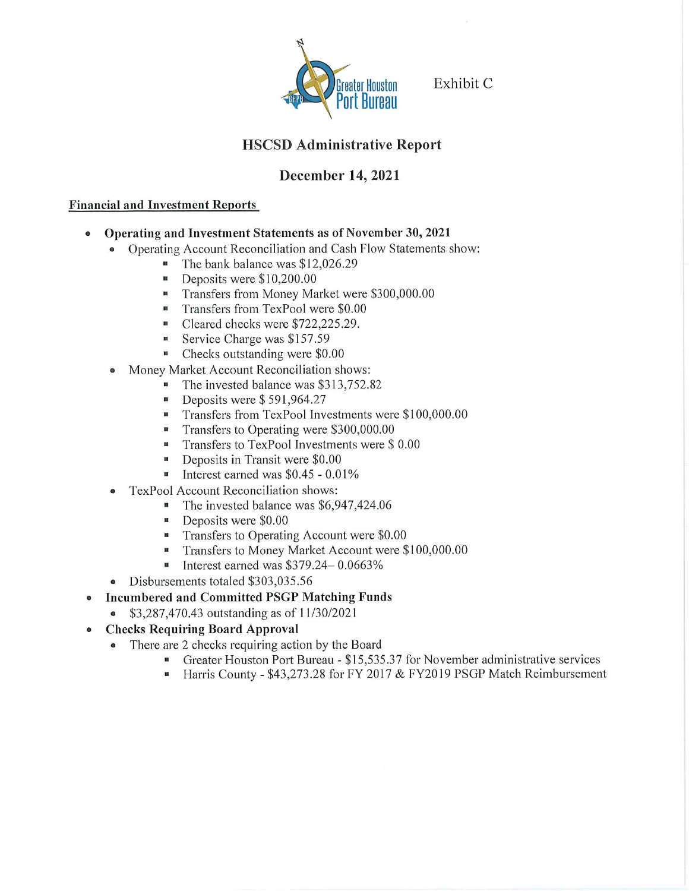Greater Houston Port Bureau

Exhibit C

# HSCSD Administrative Report

## December 14, 2021

**Financial and Investment Reports**

- **Operating and Investment Statements as of November 30, 2021**
  - Operating Account Reconciliation and Cash Flow Statements show:
    - The bank balance was $12,026.29
    - Deposits were $10,200.00
    - Transfers from Money Market were $300,000.00
    - Transfers from TexPool were $0.00
    - Cleared checks were $722,225.29.
    - Service Charge was $157.59
    - Checks outstanding were $0.00
  - Money Market Account Reconciliation shows:
    - The invested balance was $313,752.82
    - Deposits were $ 591,964.27
    - Transfers from TexPool Investments were $100,000.00
    - Transfers to Operating were $300,000.00
    - Transfers to TexPool Investments were $ 0.00
    - Deposits in Transit were $0.00
    - Interest earned was $0.45 - 0.01%
  - TexPool Account Reconciliation shows:
    - The invested balance was $6,947,424.06
    - Deposits were $0.00
    - Transfers to Operating Account were $0.00
    - Transfers to Money Market Account were $100,000.00
    - Interest earned was $379.24– 0.0663%
  - Disbursements totaled $303,035.56
- **Incumbered and Committed PSGP Matching Funds**
  - $3,287,470.43 outstanding as of 11/30/2021
- **Checks Requiring Board Approval**
  - There are 2 checks requiring action by the Board
    - Greater Houston Port Bureau - $15,535.37 for November administrative services
    - Harris County - $43,273.28 for FY 2017 & FY2019 PSGP Match Reimbursement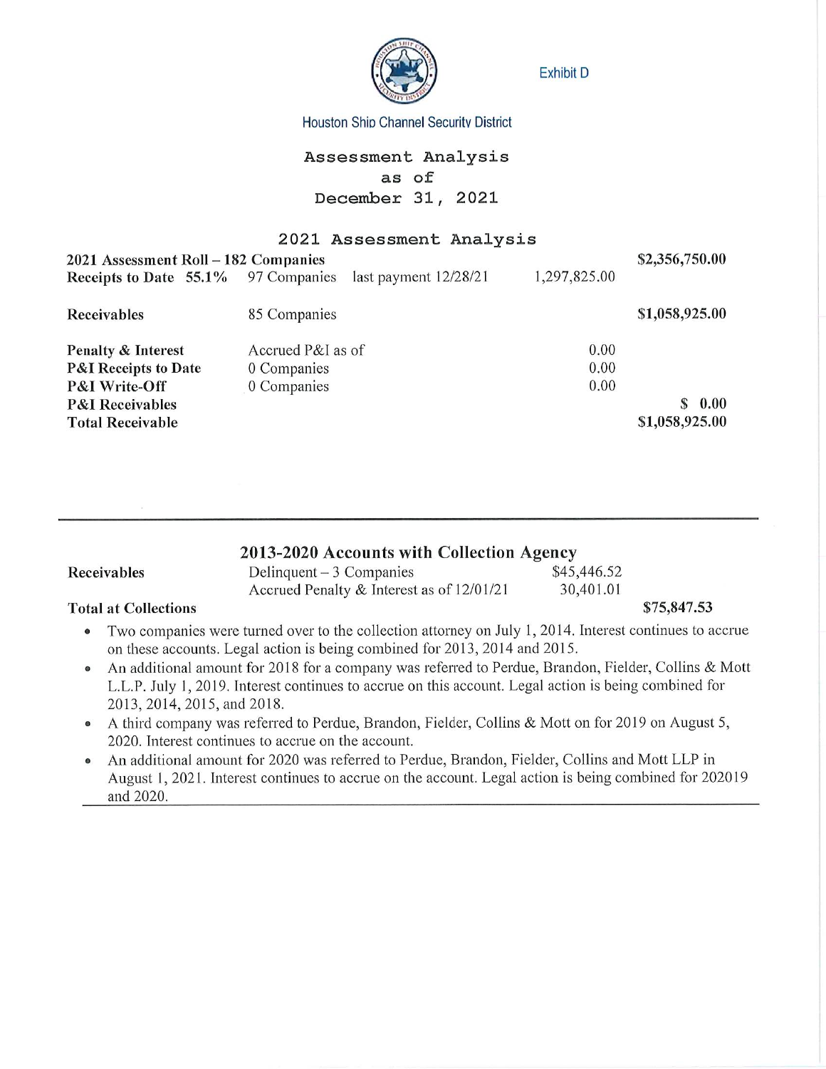Exhibit D

Houston Ship Channel Security District

# Assessment Analysis as of December 31, 2021

## 2021 Assessment Analysis

| | | | |
|---|---|---|---|
| **2021 Assessment Roll – 182 Companies** | | | $2,356,750.00 |
| **Receipts to Date 55.1%** | 97 Companies last payment 12/28/21 | 1,297,825.00 | |
| **Receivables** | 85 Companies | | $1,058,925.00 |
| **Penalty & Interest** | Accrued P&I as of | 0.00 | |
| **P&I Receipts to Date** | 0 Companies | 0.00 | |
| **P&I Write-Off** | 0 Companies | 0.00 | |
| **P&I Receivables** | | | $ 0.00 |
| **Total Receivable** | | | $1,058,925.00 |

## 2013-2020 Accounts with Collection Agency

| | | | |
|---|---|---|---|
| **Receivables** | Delinquent – 3 Companies | $45,446.52 | |
| | Accrued Penalty & Interest as of 12/01/21 | 30,401.01 | |
| **Total at Collections** | | | $75,847.53 |

- Two companies were turned over to the collection attorney on July 1, 2014. Interest continues to accrue on these accounts. Legal action is being combined for 2013, 2014 and 2015.
- An additional amount for 2018 for a company was referred to Perdue, Brandon, Fielder, Collins & Mott L.L.P. July 1, 2019. Interest continues to accrue on this account. Legal action is being combined for 2013, 2014, 2015, and 2018.
- A third company was referred to Perdue, Brandon, Fielder, Collins & Mott on for 2019 on August 5, 2020. Interest continues to accrue on the account.
- An additional amount for 2020 was referred to Perdue, Brandon, Fielder, Collins and Mott LLP in August 1, 2021. Interest continues to accrue on the account. Legal action is being combined for 202019 and 2020.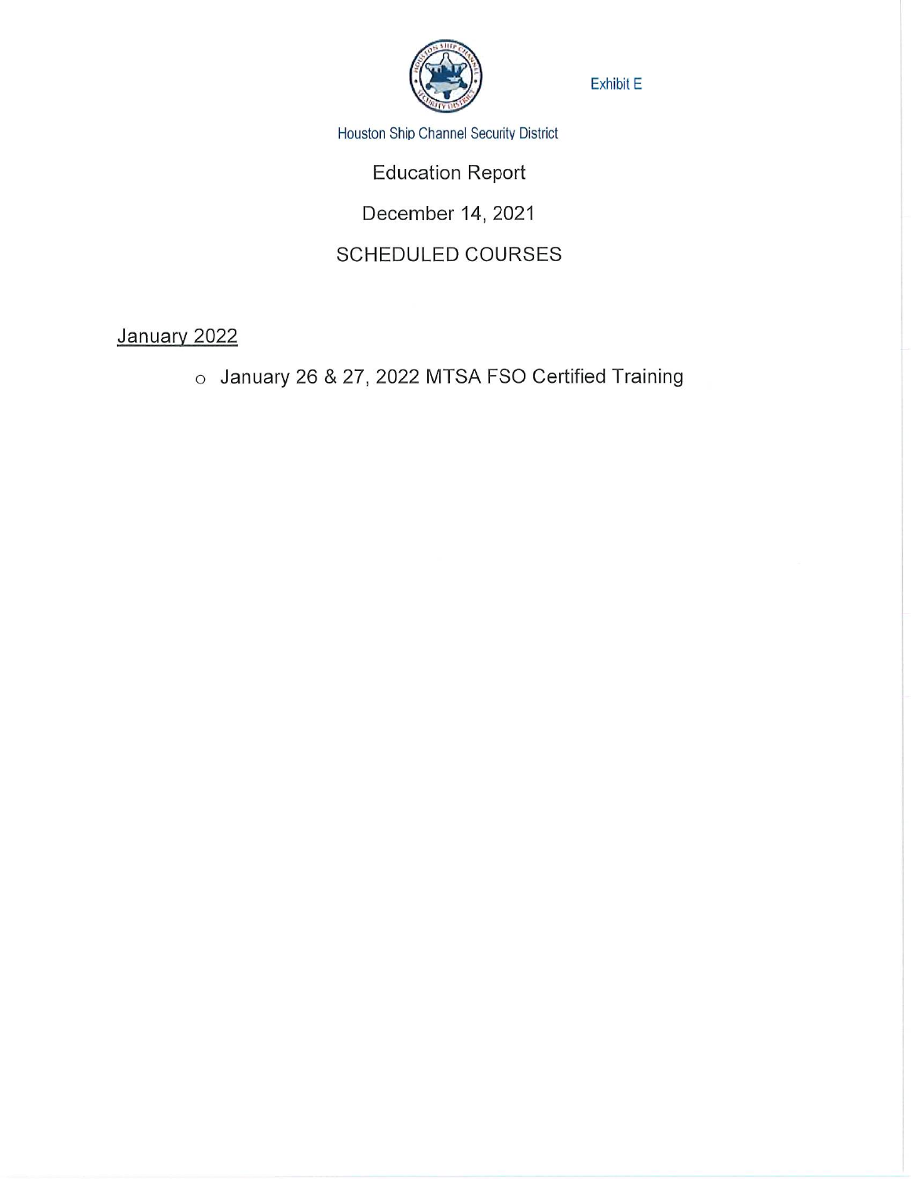Exhibit E

Houston Ship Channel Security District

# Education Report

December 14, 2021

## SCHEDULED COURSES

January 2022

- January 26 & 27, 2022 MTSA FSO Certified Training